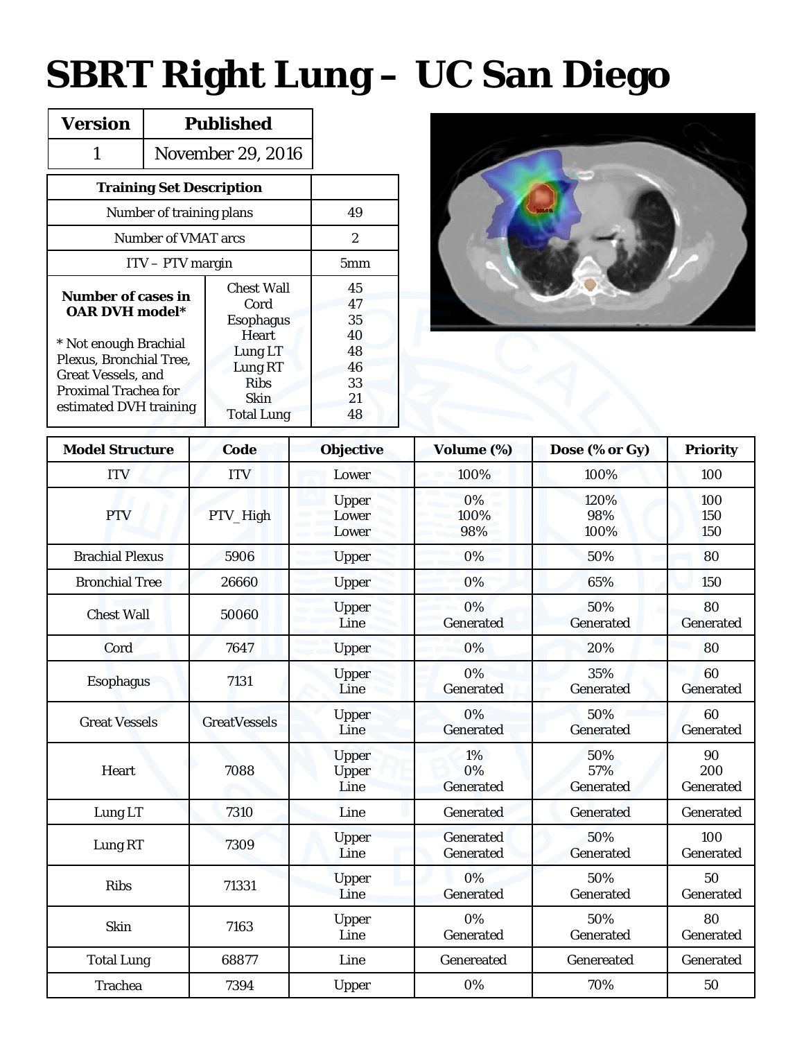# SBRT Right Lung – UC San Diego

| Version | Published |
|---|---|
| 1 | November 29, 2016 |

| Training Set Description | | |
|---|---|---|
| Number of training plans | | 49 |
| Number of VMAT arcs | | 2 |
| ITV – PTV margin | | 5mm |
| **Number of cases in OAR DVH model*** | Chest Wall | 45 |
| | Cord | 47 |
| | Esophagus | 35 |
| | Heart | 40 |
| | Lung LT | 48 |
| | Lung RT | 46 |
| | Ribs | 33 |
| | Skin | 21 |
| | Total Lung | 48 |

* Not enough Brachial Plexus, Bronchial Tree, Great Vessels, and Proximal Trachea for estimated DVH training

| Model Structure | Code | Objective | Volume (%) | Dose (% or Gy) | Priority |
|---|---|---|---|---|---|
| ITV | ITV | Lower | 100% | 100% | 100 |
| PTV | PTV_High | Upper<br>Lower<br>Lower | 0%<br>100%<br>98% | 120%<br>98%<br>100% | 100<br>150<br>150 |
| Brachial Plexus | 5906 | Upper | 0% | 50% | 80 |
| Bronchial Tree | 26660 | Upper | 0% | 65% | 150 |
| Chest Wall | 50060 | Upper<br>Line | 0%<br>Generated | 50%<br>Generated | 80<br>Generated |
| Cord | 7647 | Upper | 0% | 20% | 80 |
| Esophagus | 7131 | Upper<br>Line | 0%<br>Generated | 35%<br>Generated | 60<br>Generated |
| Great Vessels | GreatVessels | Upper<br>Line | 0%<br>Generated | 50%<br>Generated | 60<br>Generated |
| Heart | 7088 | Upper<br>Upper<br>Line | 1%<br>0%<br>Generated | 50%<br>57%<br>Generated | 90<br>200<br>Generated |
| Lung LT | 7310 | Line | Generated | Generated | Generated |
| Lung RT | 7309 | Upper<br>Line | Generated<br>Generated | 50%<br>Generated | 100<br>Generated |
| Ribs | 71331 | Upper<br>Line | 0%<br>Generated | 50%<br>Generated | 50<br>Generated |
| Skin | 7163 | Upper<br>Line | 0%<br>Generated | 50%<br>Generated | 80<br>Generated |
| Total Lung | 68877 | Line | Genereated | Genereated | Generated |
| Trachea | 7394 | Upper | 0% | 70% | 50 |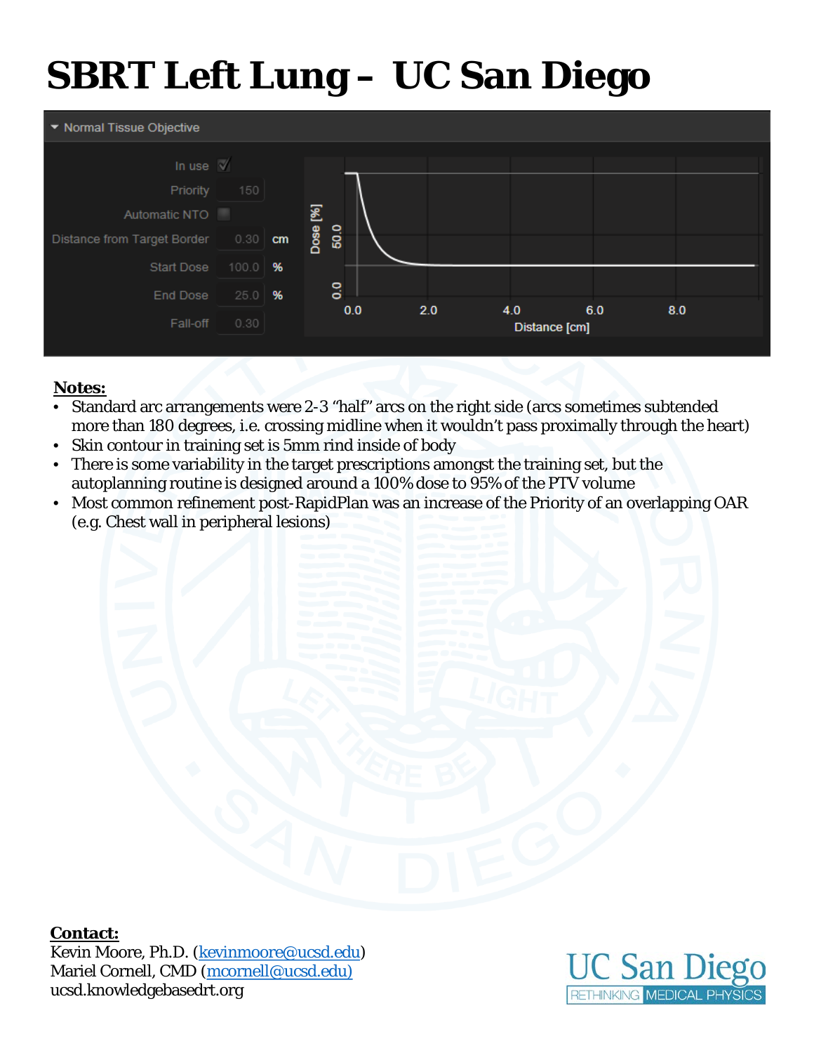# SBRT Left Lung – UC San Diego

Normal Tissue Objective

In use ☑

Priority 150

Automatic NTO

Distance from Target Border 0.30 cm

Start Dose 100.0 %

End Dose 25.0 %

Fall-off 0.30

Dose [%]

50.0

0.0

0.0 2.0 4.0 6.0 8.0

Distance [cm]

**Notes:**

- Standard arc arrangements were 2-3 "half" arcs on the right side (arcs sometimes subtended more than 180 degrees, i.e. crossing midline when it wouldn't pass proximally through the heart)
- Skin contour in training set is 5mm rind inside of body
- There is some variability in the target prescriptions amongst the training set, but the autoplanning routine is designed around a 100% dose to 95% of the PTV volume
- Most common refinement post-RapidPlan was an increase of the Priority of an overlapping OAR (e.g. Chest wall in peripheral lesions)

**Contact:**

Kevin Moore, Ph.D. (kevinmoore@ucsd.edu)
Mariel Cornell, CMD (mcornell@ucsd.edu)
ucsd.knowledgebasedrt.org

UC San Diego
RETHINKING MEDICAL PHYSICS